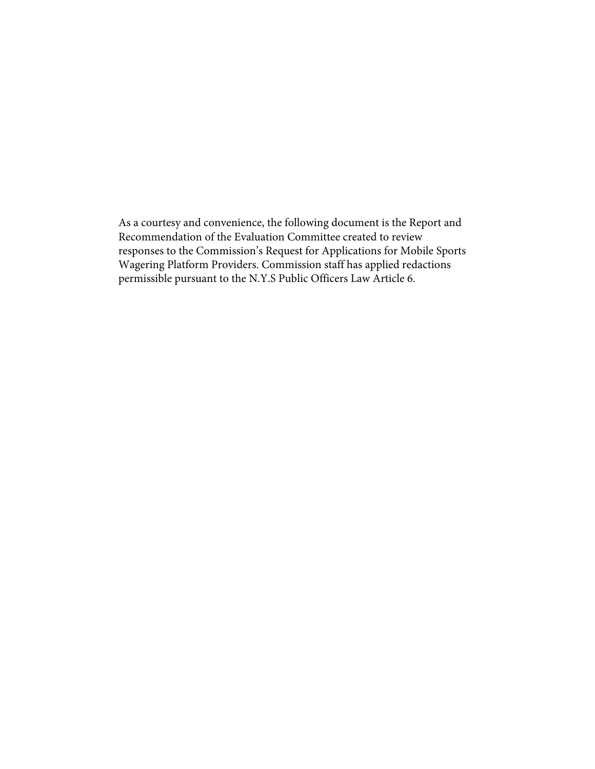As a courtesy and convenience, the following document is the Report and Recommendation of the Evaluation Committee created to review responses to the Commission's Request for Applications for Mobile Sports Wagering Platform Providers. Commission staff has applied redactions permissible pursuant to the N.Y.S Public Officers Law Article 6.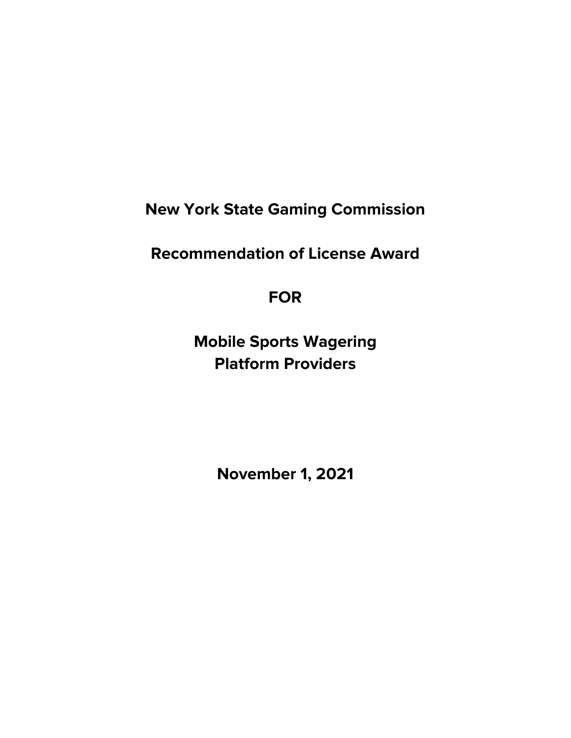# New York State Gaming Commission

# Recommendation of License Award

# FOR

# Mobile Sports Wagering Platform Providers

# November 1, 2021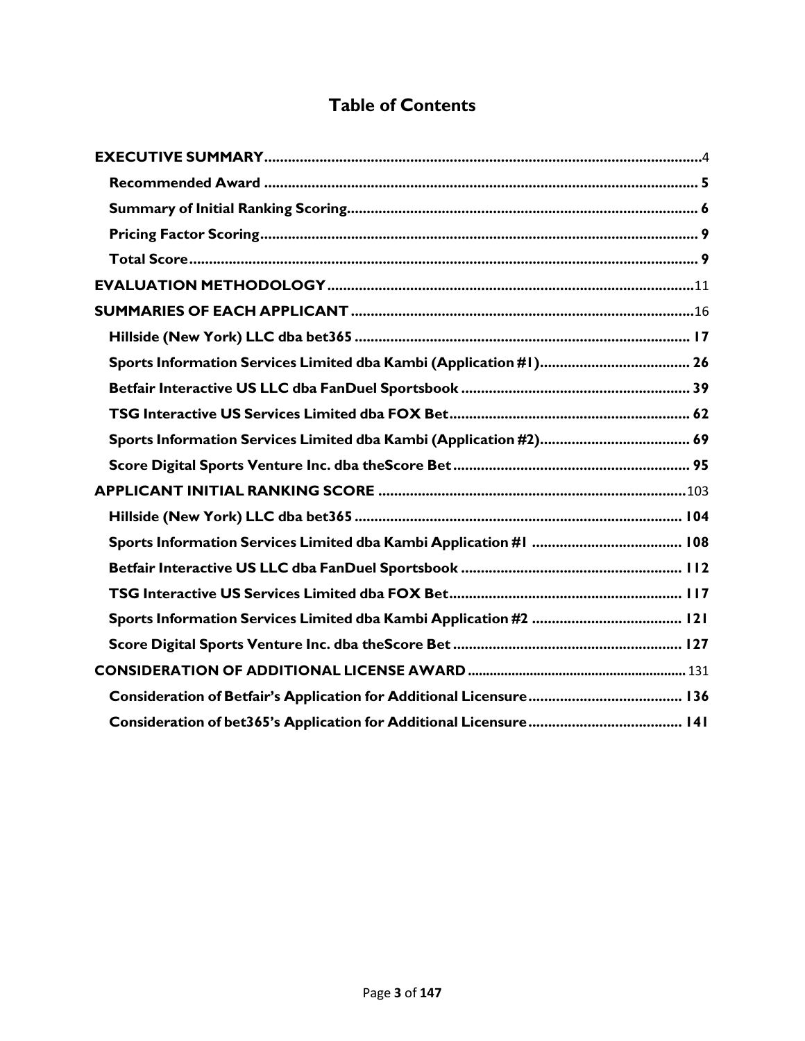# Table of Contents

**EXECUTIVE SUMMARY** .......... 4

- **Recommended Award** .......... 5
- **Summary of Initial Ranking Scoring** .......... 6
- **Pricing Factor Scoring** .......... 9
- **Total Score** .......... 9

**EVALUATION METHODOLOGY** .......... 11

**SUMMARIES OF EACH APPLICANT** .......... 16

- **Hillside (New York) LLC dba bet365** .......... 17
- **Sports Information Services Limited dba Kambi (Application #1)** .......... 26
- **Betfair Interactive US LLC dba FanDuel Sportsbook** .......... 39
- **TSG Interactive US Services Limited dba FOX Bet** .......... 62
- **Sports Information Services Limited dba Kambi (Application #2)** .......... 69
- **Score Digital Sports Venture Inc. dba theScore Bet** .......... 95

**APPLICANT INITIAL RANKING SCORE** .......... 103

- **Hillside (New York) LLC dba bet365** .......... 104
- **Sports Information Services Limited dba Kambi Application #1** .......... 108
- **Betfair Interactive US LLC dba FanDuel Sportsbook** .......... 112
- **TSG Interactive US Services Limited dba FOX Bet** .......... 117
- **Sports Information Services Limited dba Kambi Application #2** .......... 121
- **Score Digital Sports Venture Inc. dba theScore Bet** .......... 127

**CONSIDERATION OF ADDITIONAL LICENSE AWARD** .......... 131

- **Consideration of Betfair's Application for Additional Licensure** .......... 136
- **Consideration of bet365's Application for Additional Licensure** .......... 141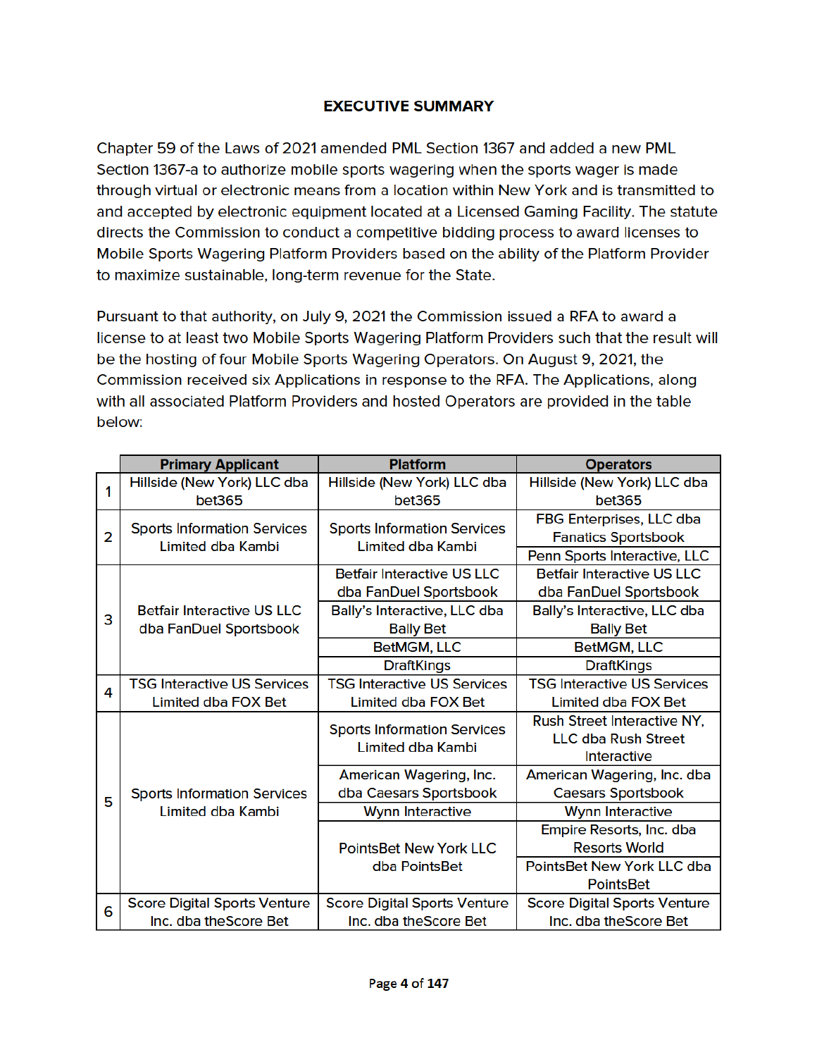## EXECUTIVE SUMMARY

Chapter 59 of the Laws of 2021 amended PML Section 1367 and added a new PML Section 1367-a to authorize mobile sports wagering when the sports wager is made through virtual or electronic means from a location within New York and is transmitted to and accepted by electronic equipment located at a Licensed Gaming Facility. The statute directs the Commission to conduct a competitive bidding process to award licenses to Mobile Sports Wagering Platform Providers based on the ability of the Platform Provider to maximize sustainable, long-term revenue for the State.

Pursuant to that authority, on July 9, 2021 the Commission issued a RFA to award a license to at least two Mobile Sports Wagering Platform Providers such that the result will be the hosting of four Mobile Sports Wagering Operators. On August 9, 2021, the Commission received six Applications in response to the RFA. The Applications, along with all associated Platform Providers and hosted Operators are provided in the table below:

| | Primary Applicant | Platform | Operators |
|---|---|---|---|
| 1 | Hillside (New York) LLC dba bet365 | Hillside (New York) LLC dba bet365 | Hillside (New York) LLC dba bet365 |
| 2 | Sports Information Services Limited dba Kambi | Sports Information Services Limited dba Kambi | FBG Enterprises, LLC dba Fanatics Sportsbook |
| | | | Penn Sports Interactive, LLC |
| 3 | Betfair Interactive US LLC dba FanDuel Sportsbook | Betfair Interactive US LLC dba FanDuel Sportsbook | Betfair Interactive US LLC dba FanDuel Sportsbook |
| | | Bally's Interactive, LLC dba Bally Bet | Bally's Interactive, LLC dba Bally Bet |
| | | BetMGM, LLC | BetMGM, LLC |
| | | DraftKings | DraftKings |
| 4 | TSG Interactive US Services Limited dba FOX Bet | TSG Interactive US Services Limited dba FOX Bet | TSG Interactive US Services Limited dba FOX Bet |
| 5 | Sports Information Services Limited dba Kambi | Sports Information Services Limited dba Kambi | Rush Street Interactive NY, LLC dba Rush Street Interactive |
| | | American Wagering, Inc. dba Caesars Sportsbook | American Wagering, Inc. dba Caesars Sportsbook |
| | | Wynn Interactive | Wynn Interactive |
| | | PointsBet New York LLC dba PointsBet | Empire Resorts, Inc. dba Resorts World |
| | | | PointsBet New York LLC dba PointsBet |
| 6 | Score Digital Sports Venture Inc. dba theScore Bet | Score Digital Sports Venture Inc. dba theScore Bet | Score Digital Sports Venture Inc. dba theScore Bet |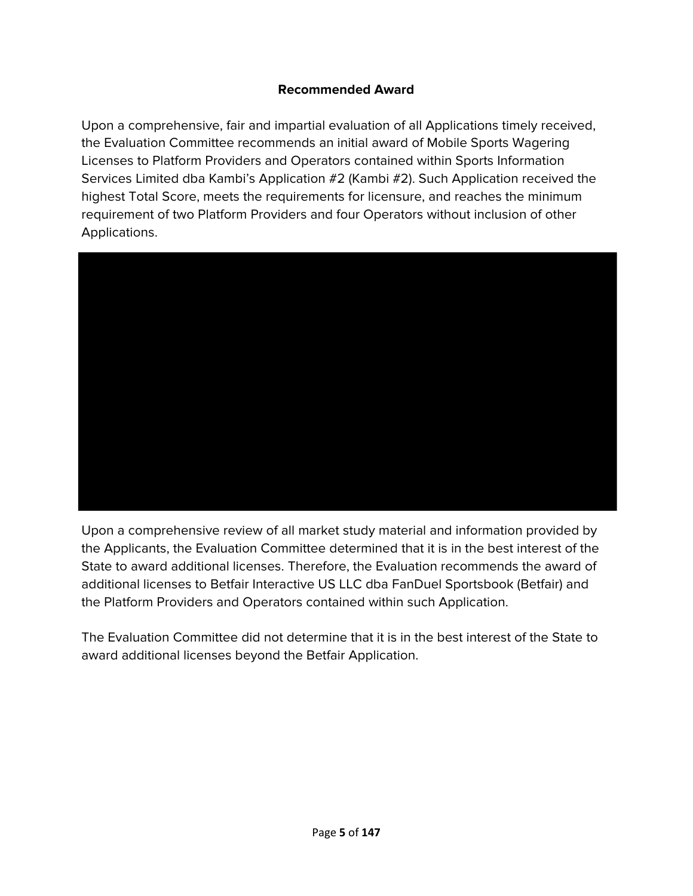## Recommended Award

Upon a comprehensive, fair and impartial evaluation of all Applications timely received, the Evaluation Committee recommends an initial award of Mobile Sports Wagering Licenses to Platform Providers and Operators contained within Sports Information Services Limited dba Kambi's Application #2 (Kambi #2). Such Application received the highest Total Score, meets the requirements for licensure, and reaches the minimum requirement of two Platform Providers and four Operators without inclusion of other Applications.

Upon a comprehensive review of all market study material and information provided by the Applicants, the Evaluation Committee determined that it is in the best interest of the State to award additional licenses. Therefore, the Evaluation recommends the award of additional licenses to Betfair Interactive US LLC dba FanDuel Sportsbook (Betfair) and the Platform Providers and Operators contained within such Application.

The Evaluation Committee did not determine that it is in the best interest of the State to award additional licenses beyond the Betfair Application.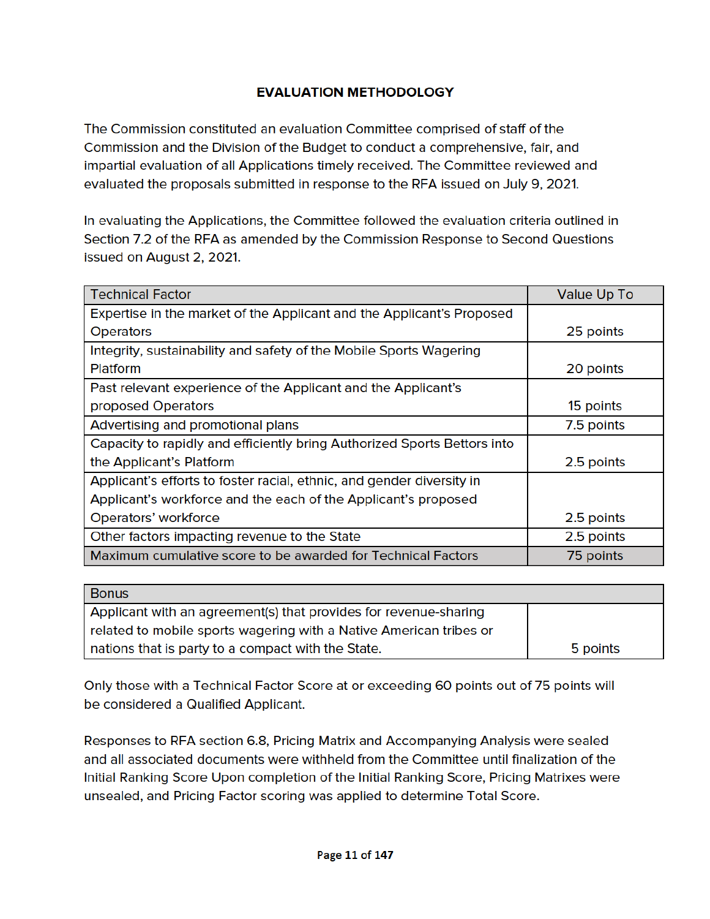## EVALUATION METHODOLOGY

The Commission constituted an evaluation Committee comprised of staff of the Commission and the Division of the Budget to conduct a comprehensive, fair, and impartial evaluation of all Applications timely received. The Committee reviewed and evaluated the proposals submitted in response to the RFA issued on July 9, 2021.

In evaluating the Applications, the Committee followed the evaluation criteria outlined in Section 7.2 of the RFA as amended by the Commission Response to Second Questions issued on August 2, 2021.

| Technical Factor | Value Up To |
|---|---|
| Expertise in the market of the Applicant and the Applicant's Proposed Operators | 25 points |
| Integrity, sustainability and safety of the Mobile Sports Wagering Platform | 20 points |
| Past relevant experience of the Applicant and the Applicant's proposed Operators | 15 points |
| Advertising and promotional plans | 7.5 points |
| Capacity to rapidly and efficiently bring Authorized Sports Bettors into the Applicant's Platform | 2.5 points |
| Applicant's efforts to foster racial, ethnic, and gender diversity in Applicant's workforce and the each of the Applicant's proposed Operators' workforce | 2.5 points |
| Other factors impacting revenue to the State | 2.5 points |
| Maximum cumulative score to be awarded for Technical Factors | 75 points |

| Bonus | |
|---|---|
| Applicant with an agreement(s) that provides for revenue-sharing related to mobile sports wagering with a Native American tribes or nations that is party to a compact with the State. | 5 points |

Only those with a Technical Factor Score at or exceeding 60 points out of 75 points will be considered a Qualified Applicant.

Responses to RFA section 6.8, Pricing Matrix and Accompanying Analysis were sealed and all associated documents were withheld from the Committee until finalization of the Initial Ranking Score Upon completion of the Initial Ranking Score, Pricing Matrixes were unsealed, and Pricing Factor scoring was applied to determine Total Score.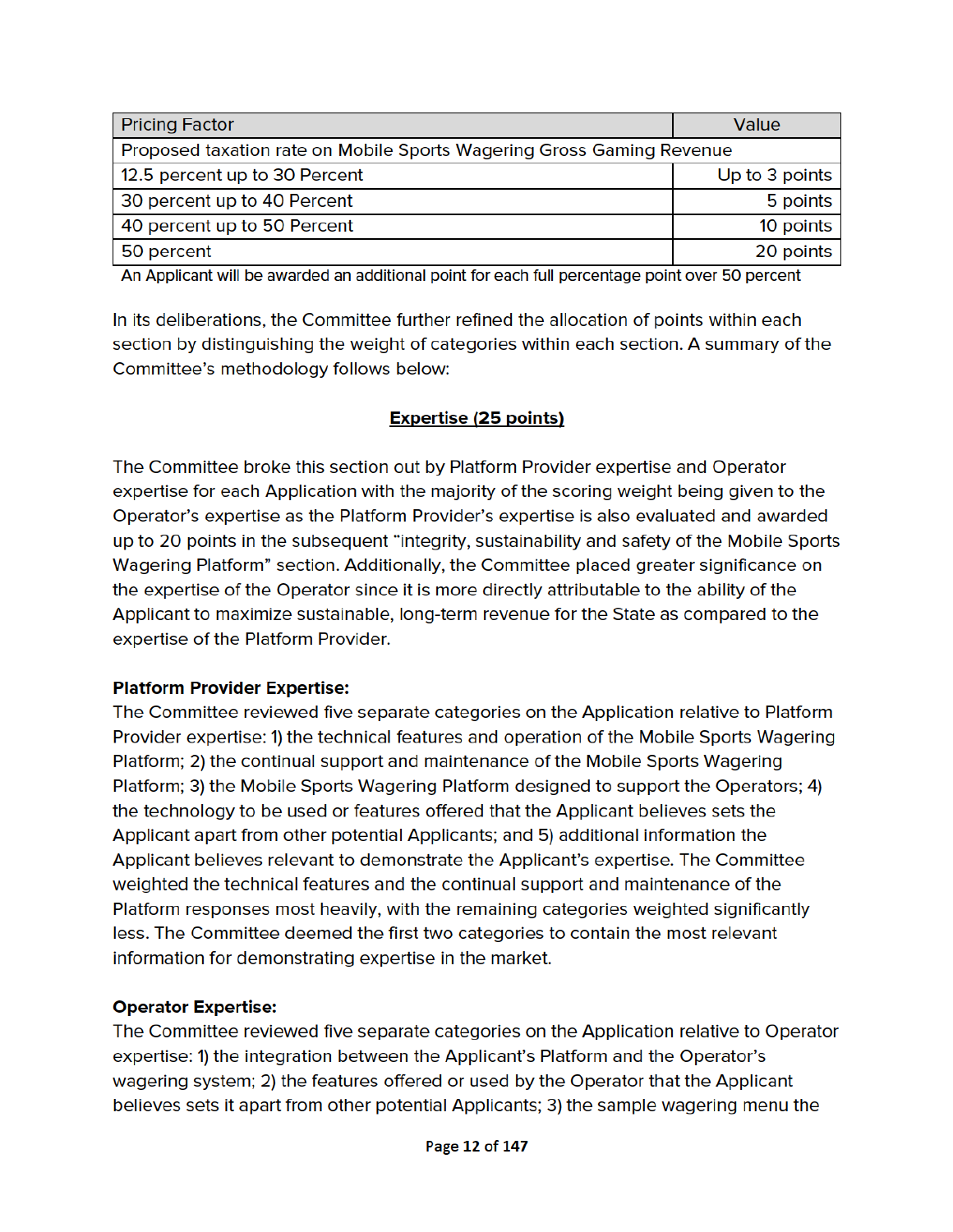| Pricing Factor | Value |
|---|---|
| Proposed taxation rate on Mobile Sports Wagering Gross Gaming Revenue | |
| 12.5 percent up to 30 Percent | Up to 3 points |
| 30 percent up to 40 Percent | 5 points |
| 40 percent up to 50 Percent | 10 points |
| 50 percent | 20 points |

An Applicant will be awarded an additional point for each full percentage point over 50 percent

In its deliberations, the Committee further refined the allocation of points within each section by distinguishing the weight of categories within each section. A summary of the Committee's methodology follows below:

## Expertise (25 points)

The Committee broke this section out by Platform Provider expertise and Operator expertise for each Application with the majority of the scoring weight being given to the Operator's expertise as the Platform Provider's expertise is also evaluated and awarded up to 20 points in the subsequent "integrity, sustainability and safety of the Mobile Sports Wagering Platform" section. Additionally, the Committee placed greater significance on the expertise of the Operator since it is more directly attributable to the ability of the Applicant to maximize sustainable, long-term revenue for the State as compared to the expertise of the Platform Provider.

**Platform Provider Expertise:**
The Committee reviewed five separate categories on the Application relative to Platform Provider expertise: 1) the technical features and operation of the Mobile Sports Wagering Platform; 2) the continual support and maintenance of the Mobile Sports Wagering Platform; 3) the Mobile Sports Wagering Platform designed to support the Operators; 4) the technology to be used or features offered that the Applicant believes sets the Applicant apart from other potential Applicants; and 5) additional information the Applicant believes relevant to demonstrate the Applicant's expertise. The Committee weighted the technical features and the continual support and maintenance of the Platform responses most heavily, with the remaining categories weighted significantly less. The Committee deemed the first two categories to contain the most relevant information for demonstrating expertise in the market.

**Operator Expertise:**
The Committee reviewed five separate categories on the Application relative to Operator expertise: 1) the integration between the Applicant's Platform and the Operator's wagering system; 2) the features offered or used by the Operator that the Applicant believes sets it apart from other potential Applicants; 3) the sample wagering menu the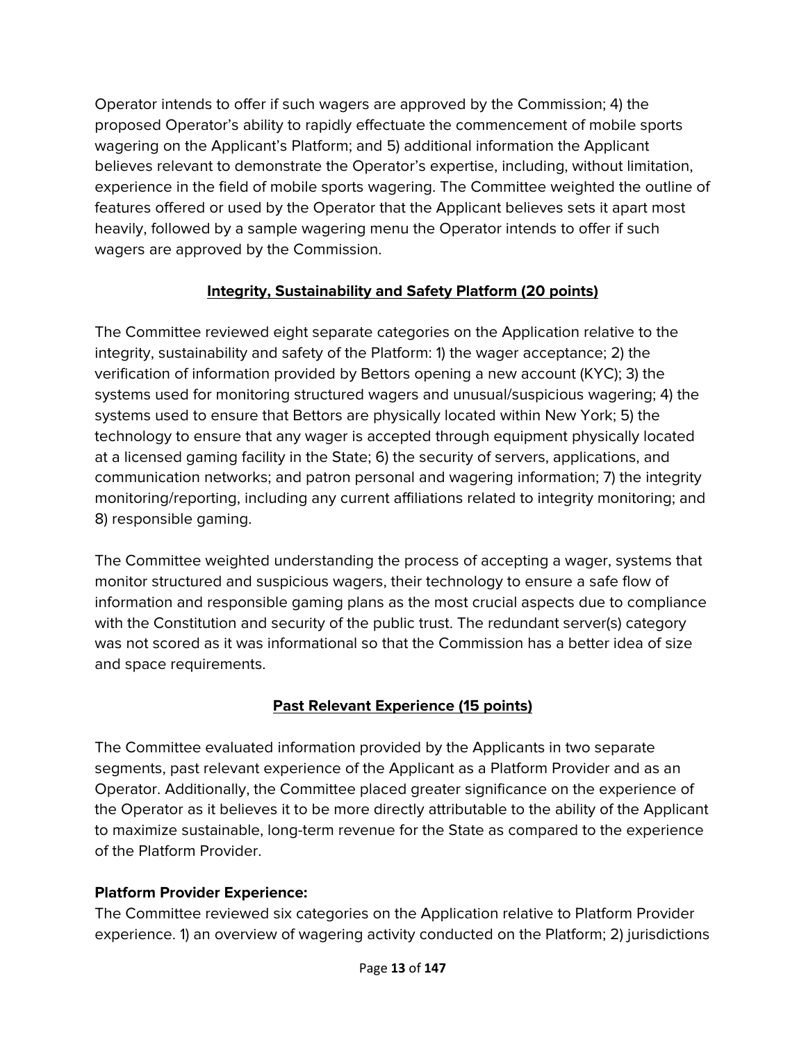Operator intends to offer if such wagers are approved by the Commission; 4) the proposed Operator's ability to rapidly effectuate the commencement of mobile sports wagering on the Applicant's Platform; and 5) additional information the Applicant believes relevant to demonstrate the Operator's expertise, including, without limitation, experience in the field of mobile sports wagering. The Committee weighted the outline of features offered or used by the Operator that the Applicant believes sets it apart most heavily, followed by a sample wagering menu the Operator intends to offer if such wagers are approved by the Commission.

## Integrity, Sustainability and Safety Platform (20 points)

The Committee reviewed eight separate categories on the Application relative to the integrity, sustainability and safety of the Platform: 1) the wager acceptance; 2) the verification of information provided by Bettors opening a new account (KYC); 3) the systems used for monitoring structured wagers and unusual/suspicious wagering; 4) the systems used to ensure that Bettors are physically located within New York; 5) the technology to ensure that any wager is accepted through equipment physically located at a licensed gaming facility in the State; 6) the security of servers, applications, and communication networks; and patron personal and wagering information; 7) the integrity monitoring/reporting, including any current affiliations related to integrity monitoring; and 8) responsible gaming.

The Committee weighted understanding the process of accepting a wager, systems that monitor structured and suspicious wagers, their technology to ensure a safe flow of information and responsible gaming plans as the most crucial aspects due to compliance with the Constitution and security of the public trust. The redundant server(s) category was not scored as it was informational so that the Commission has a better idea of size and space requirements.

## Past Relevant Experience (15 points)

The Committee evaluated information provided by the Applicants in two separate segments, past relevant experience of the Applicant as a Platform Provider and as an Operator. Additionally, the Committee placed greater significance on the experience of the Operator as it believes it to be more directly attributable to the ability of the Applicant to maximize sustainable, long-term revenue for the State as compared to the experience of the Platform Provider.

**Platform Provider Experience:**
The Committee reviewed six categories on the Application relative to Platform Provider experience. 1) an overview of wagering activity conducted on the Platform; 2) jurisdictions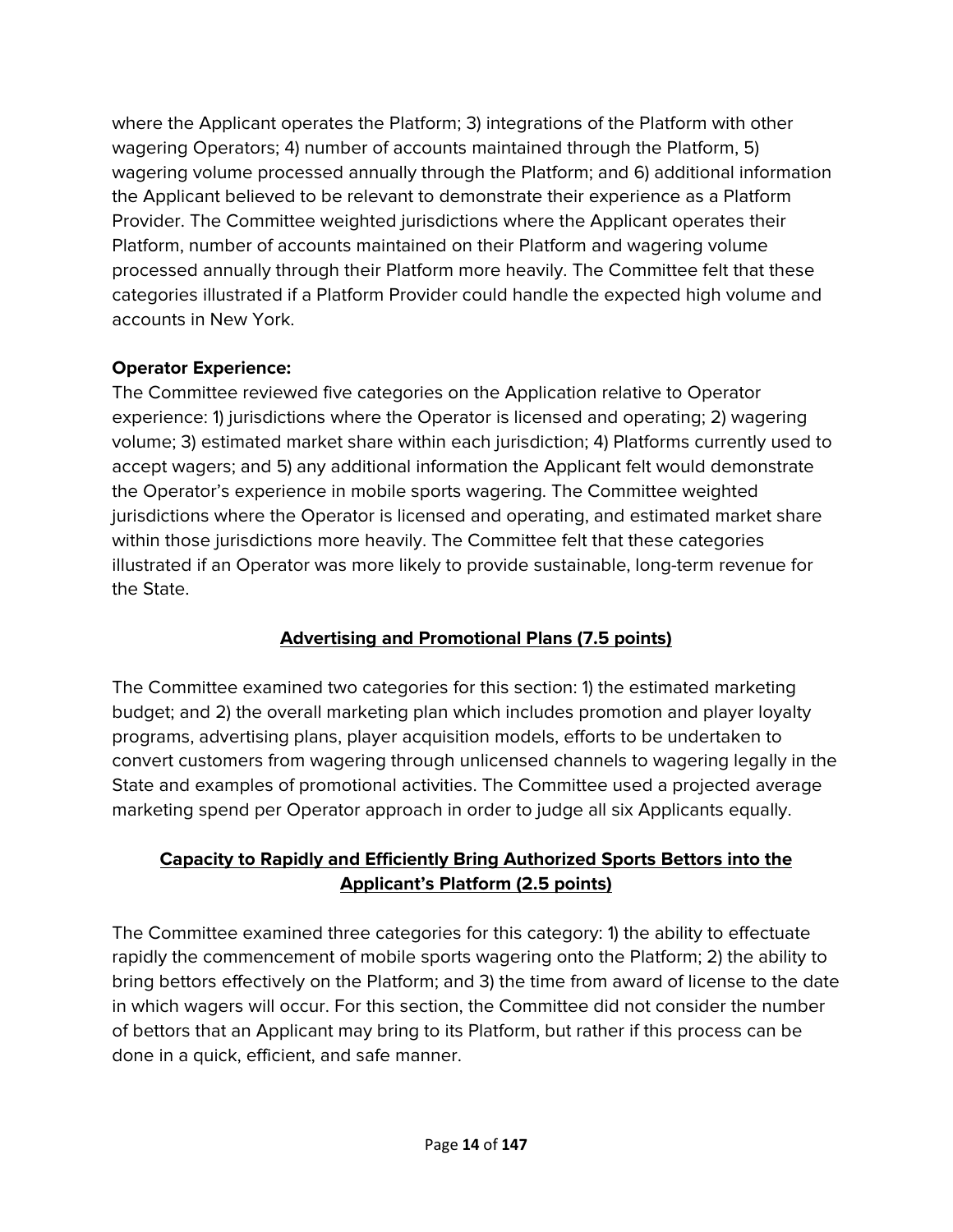where the Applicant operates the Platform; 3) integrations of the Platform with other wagering Operators; 4) number of accounts maintained through the Platform, 5) wagering volume processed annually through the Platform; and 6) additional information the Applicant believed to be relevant to demonstrate their experience as a Platform Provider. The Committee weighted jurisdictions where the Applicant operates their Platform, number of accounts maintained on their Platform and wagering volume processed annually through their Platform more heavily. The Committee felt that these categories illustrated if a Platform Provider could handle the expected high volume and accounts in New York.

**Operator Experience:**
The Committee reviewed five categories on the Application relative to Operator experience: 1) jurisdictions where the Operator is licensed and operating; 2) wagering volume; 3) estimated market share within each jurisdiction; 4) Platforms currently used to accept wagers; and 5) any additional information the Applicant felt would demonstrate the Operator's experience in mobile sports wagering. The Committee weighted jurisdictions where the Operator is licensed and operating, and estimated market share within those jurisdictions more heavily. The Committee felt that these categories illustrated if an Operator was more likely to provide sustainable, long-term revenue for the State.

## Advertising and Promotional Plans (7.5 points)

The Committee examined two categories for this section: 1) the estimated marketing budget; and 2) the overall marketing plan which includes promotion and player loyalty programs, advertising plans, player acquisition models, efforts to be undertaken to convert customers from wagering through unlicensed channels to wagering legally in the State and examples of promotional activities. The Committee used a projected average marketing spend per Operator approach in order to judge all six Applicants equally.

## Capacity to Rapidly and Efficiently Bring Authorized Sports Bettors into the Applicant's Platform (2.5 points)

The Committee examined three categories for this category: 1) the ability to effectuate rapidly the commencement of mobile sports wagering onto the Platform; 2) the ability to bring bettors effectively on the Platform; and 3) the time from award of license to the date in which wagers will occur. For this section, the Committee did not consider the number of bettors that an Applicant may bring to its Platform, but rather if this process can be done in a quick, efficient, and safe manner.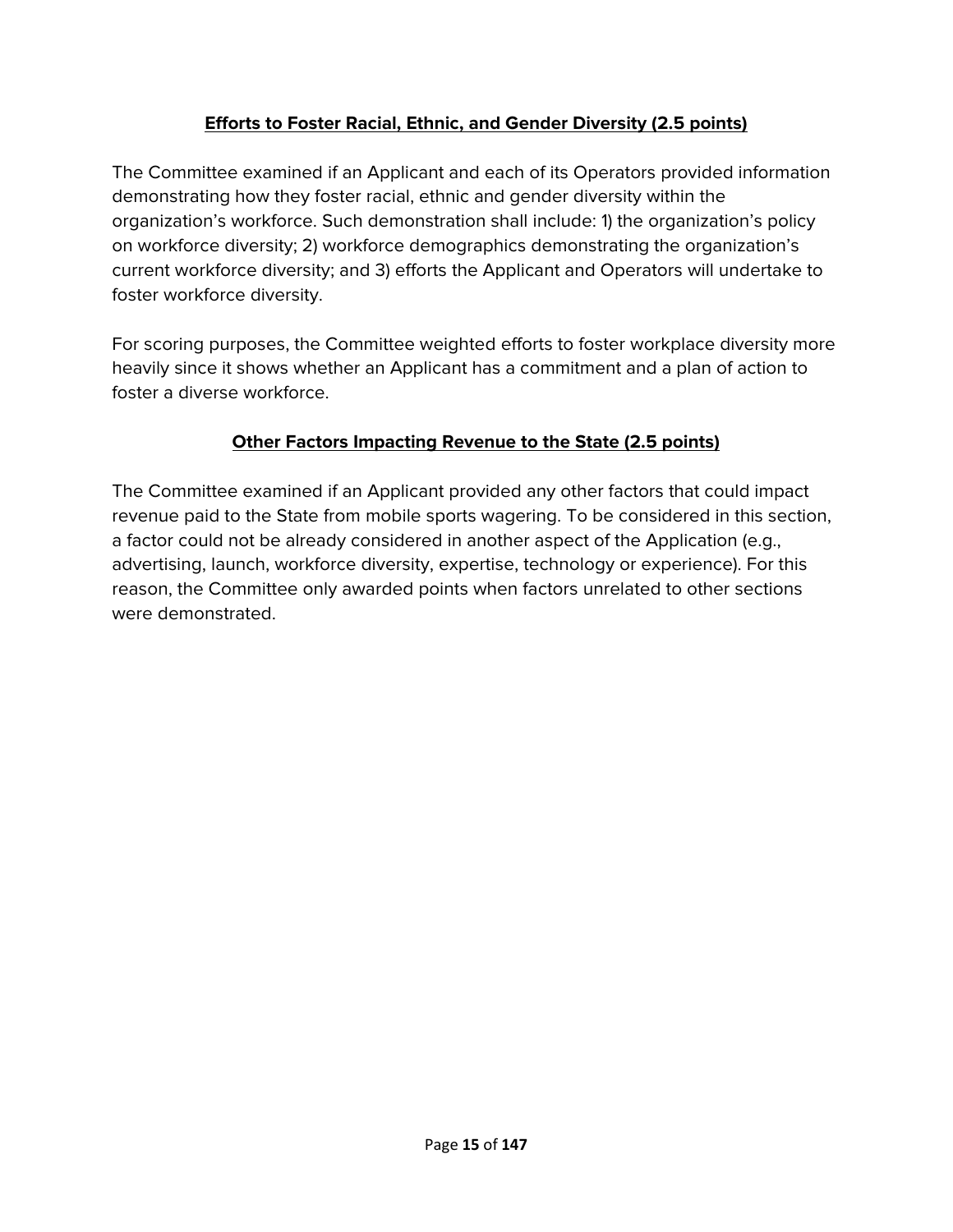## **Efforts to Foster Racial, Ethnic, and Gender Diversity (2.5 points)**

The Committee examined if an Applicant and each of its Operators provided information demonstrating how they foster racial, ethnic and gender diversity within the organization's workforce. Such demonstration shall include: 1) the organization's policy on workforce diversity; 2) workforce demographics demonstrating the organization's current workforce diversity; and 3) efforts the Applicant and Operators will undertake to foster workforce diversity.

For scoring purposes, the Committee weighted efforts to foster workplace diversity more heavily since it shows whether an Applicant has a commitment and a plan of action to foster a diverse workforce.

## **Other Factors Impacting Revenue to the State (2.5 points)**

The Committee examined if an Applicant provided any other factors that could impact revenue paid to the State from mobile sports wagering. To be considered in this section, a factor could not be already considered in another aspect of the Application (e.g., advertising, launch, workforce diversity, expertise, technology or experience). For this reason, the Committee only awarded points when factors unrelated to other sections were demonstrated.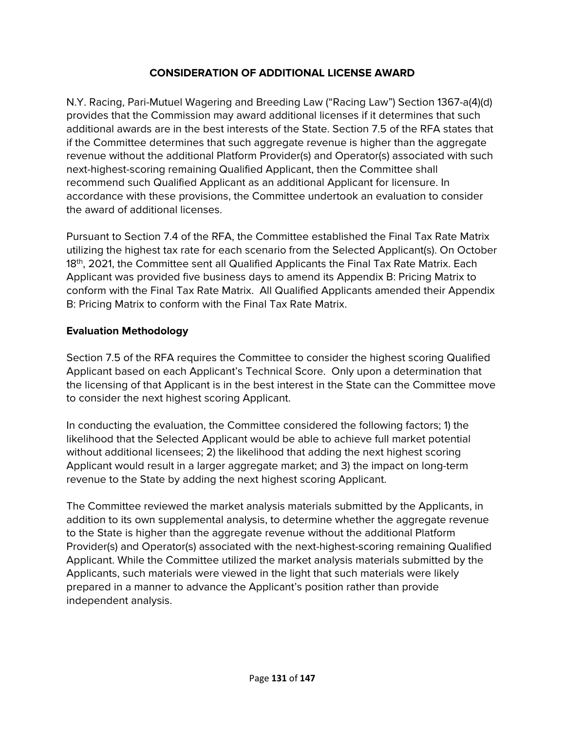## CONSIDERATION OF ADDITIONAL LICENSE AWARD

N.Y. Racing, Pari-Mutuel Wagering and Breeding Law ("Racing Law") Section 1367-a(4)(d) provides that the Commission may award additional licenses if it determines that such additional awards are in the best interests of the State. Section 7.5 of the RFA states that if the Committee determines that such aggregate revenue is higher than the aggregate revenue without the additional Platform Provider(s) and Operator(s) associated with such next-highest-scoring remaining Qualified Applicant, then the Committee shall recommend such Qualified Applicant as an additional Applicant for licensure. In accordance with these provisions, the Committee undertook an evaluation to consider the award of additional licenses.

Pursuant to Section 7.4 of the RFA, the Committee established the Final Tax Rate Matrix utilizing the highest tax rate for each scenario from the Selected Applicant(s). On October 18th, 2021, the Committee sent all Qualified Applicants the Final Tax Rate Matrix. Each Applicant was provided five business days to amend its Appendix B: Pricing Matrix to conform with the Final Tax Rate Matrix. All Qualified Applicants amended their Appendix B: Pricing Matrix to conform with the Final Tax Rate Matrix.

### Evaluation Methodology

Section 7.5 of the RFA requires the Committee to consider the highest scoring Qualified Applicant based on each Applicant's Technical Score. Only upon a determination that the licensing of that Applicant is in the best interest in the State can the Committee move to consider the next highest scoring Applicant.

In conducting the evaluation, the Committee considered the following factors; 1) the likelihood that the Selected Applicant would be able to achieve full market potential without additional licensees; 2) the likelihood that adding the next highest scoring Applicant would result in a larger aggregate market; and 3) the impact on long-term revenue to the State by adding the next highest scoring Applicant.

The Committee reviewed the market analysis materials submitted by the Applicants, in addition to its own supplemental analysis, to determine whether the aggregate revenue to the State is higher than the aggregate revenue without the additional Platform Provider(s) and Operator(s) associated with the next-highest-scoring remaining Qualified Applicant. While the Committee utilized the market analysis materials submitted by the Applicants, such materials were viewed in the light that such materials were likely prepared in a manner to advance the Applicant's position rather than provide independent analysis.